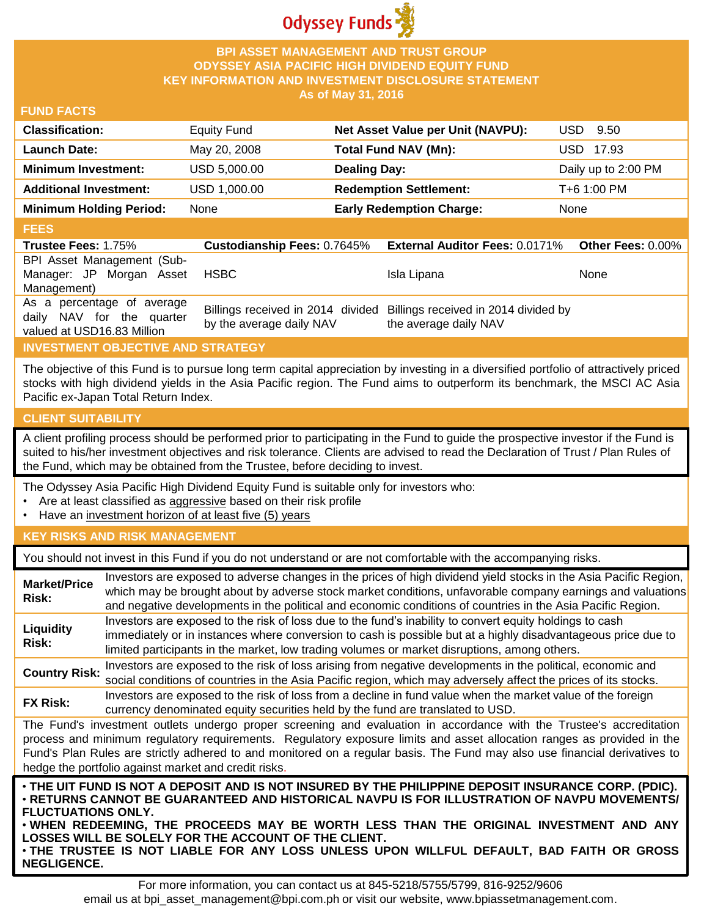# Odyssey Funds

## BPI ASSET MANAGEMENT AND TRUST GROUP
## ODYSSEY ASIA PACIFIC HIGH DIVIDEND EQUITY FUND
## KEY INFORMATION AND INVESTMENT DISCLOSURE STATEMENT
## As of May 31, 2016

### FUND FACTS

| | | | |
|---|---|---|---|
| **Classification:** | Equity Fund | **Net Asset Value per Unit (NAVPU):** | USD 9.50 |
| **Launch Date:** | May 20, 2008 | **Total Fund NAV (Mn):** | USD 17.93 |
| **Minimum Investment:** | USD 5,000.00 | **Dealing Day:** | Daily up to 2:00 PM |
| **Additional Investment:** | USD 1,000.00 | **Redemption Settlement:** | T+6 1:00 PM |
| **Minimum Holding Period:** | None | **Early Redemption Charge:** | None |

### FEES

| **Trustee Fees:** 1.75% | **Custodianship Fees:** 0.7645% | **External Auditor Fees:** 0.0171% | **Other Fees:** 0.00% |
|---|---|---|---|
| BPI Asset Management (Sub-Manager: JP Morgan Asset Management) | HSBC | Isla Lipana | None |
| As a percentage of average daily NAV for the quarter valued at USD16.83 Million | Billings received in 2014 divided by the average daily NAV | Billings received in 2014 divided by the average daily NAV | |

### INVESTMENT OBJECTIVE AND STRATEGY

The objective of this Fund is to pursue long term capital appreciation by investing in a diversified portfolio of attractively priced stocks with high dividend yields in the Asia Pacific region. The Fund aims to outperform its benchmark, the MSCI AC Asia Pacific ex-Japan Total Return Index.

### CLIENT SUITABILITY

A client profiling process should be performed prior to participating in the Fund to guide the prospective investor if the Fund is suited to his/her investment objectives and risk tolerance. Clients are advised to read the Declaration of Trust / Plan Rules of the Fund, which may be obtained from the Trustee, before deciding to invest.

The Odyssey Asia Pacific High Dividend Equity Fund is suitable only for investors who:

- Are at least classified as aggressive based on their risk profile
- Have an investment horizon of at least five (5) years

### KEY RISKS AND RISK MANAGEMENT

You should not invest in this Fund if you do not understand or are not comfortable with the accompanying risks.

| | |
|---|---|
| **Market/Price Risk:** | Investors are exposed to adverse changes in the prices of high dividend yield stocks in the Asia Pacific Region, which may be brought about by adverse stock market conditions, unfavorable company earnings and valuations and negative developments in the political and economic conditions of countries in the Asia Pacific Region. |
| **Liquidity Risk:** | Investors are exposed to the risk of loss due to the fund's inability to convert equity holdings to cash immediately or in instances where conversion to cash is possible but at a highly disadvantageous price due to limited participants in the market, low trading volumes or market disruptions, among others. |
| **Country Risk:** | Investors are exposed to the risk of loss arising from negative developments in the political, economic and social conditions of countries in the Asia Pacific region, which may adversely affect the prices of its stocks. |
| **FX Risk:** | Investors are exposed to the risk of loss from a decline in fund value when the market value of the foreign currency denominated equity securities held by the fund are translated to USD. |

The Fund's investment outlets undergo proper screening and evaluation in accordance with the Trustee's accreditation process and minimum regulatory requirements. Regulatory exposure limits and asset allocation ranges as provided in the Fund's Plan Rules are strictly adhered to and monitored on a regular basis. The Fund may also use financial derivatives to hedge the portfolio against market and credit risks.

- **THE UIT FUND IS NOT A DEPOSIT AND IS NOT INSURED BY THE PHILIPPINE DEPOSIT INSURANCE CORP. (PDIC).**
- **RETURNS CANNOT BE GUARANTEED AND HISTORICAL NAVPU IS FOR ILLUSTRATION OF NAVPU MOVEMENTS/ FLUCTUATIONS ONLY.**
- **WHEN REDEEMING, THE PROCEEDS MAY BE WORTH LESS THAN THE ORIGINAL INVESTMENT AND ANY LOSSES WILL BE SOLELY FOR THE ACCOUNT OF THE CLIENT.**
- **THE TRUSTEE IS NOT LIABLE FOR ANY LOSS UNLESS UPON WILLFUL DEFAULT, BAD FAITH OR GROSS NEGLIGENCE.**

For more information, you can contact us at 845-5218/5755/5799, 816-9252/9606
email us at bpi_asset_management@bpi.com.ph or visit our website, www.bpiassetmanagement.com.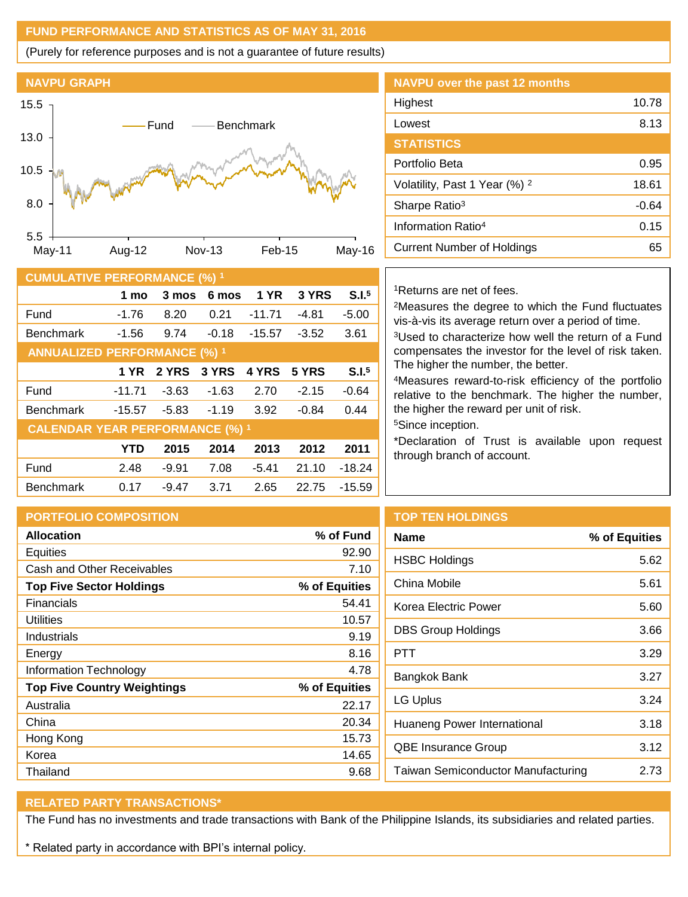## FUND PERFORMANCE AND STATISTICS AS OF MAY 31, 2016

(Purely for reference purposes and is not a guarantee of future results)

### NAVPU GRAPH

### NAVPU over the past 12 months

| | |
|---|---|
| Highest | 10.78 |
| Lowest | 8.13 |

### STATISTICS

| | |
|---|---|
| Portfolio Beta | 0.95 |
| Volatility, Past 1 Year (%) [2] | 18.61 |
| Sharpe Ratio[3] | -0.64 |
| Information Ratio[4] | 0.15 |
| Current Number of Holdings | 65 |

### CUMULATIVE PERFORMANCE (%) [1]

| | 1 mo | 3 mos | 6 mos | 1 YR | 3 YRS | S.I.[5] |
|---|---|---|---|---|---|---|
| Fund | -1.76 | 8.20 | 0.21 | -11.71 | -4.81 | -5.00 |
| Benchmark | -1.56 | 9.74 | -0.18 | -15.57 | -3.52 | 3.61 |

### ANNUALIZED PERFORMANCE (%) [1]

| | 1 YR | 2 YRS | 3 YRS | 4 YRS | 5 YRS | S.I.[5] |
|---|---|---|---|---|---|---|
| Fund | -11.71 | -3.63 | -1.63 | 2.70 | -2.15 | -0.64 |
| Benchmark | -15.57 | -5.83 | -1.19 | 3.92 | -0.84 | 0.44 |

### CALENDAR YEAR PERFORMANCE (%) [1]

| | YTD | 2015 | 2014 | 2013 | 2012 | 2011 |
|---|---|---|---|---|---|---|
| Fund | 2.48 | -9.91 | 7.08 | -5.41 | 21.10 | -18.24 |
| Benchmark | 0.17 | -9.47 | 3.71 | 2.65 | 22.75 | -15.59 |

[1]Returns are net of fees.

[2]Measures the degree to which the Fund fluctuates vis-à-vis its average return over a period of time.

[3]Used to characterize how well the return of a Fund compensates the investor for the level of risk taken. The higher the number, the better.

[4]Measures reward-to-risk efficiency of the portfolio relative to the benchmark. The higher the number, the higher the reward per unit of risk.

[5]Since inception.

*Declaration of Trust is available upon request through branch of account.

### PORTFOLIO COMPOSITION

| Allocation | % of Fund |
|---|---|
| Equities | 92.90 |
| Cash and Other Receivables | 7.10 |
| **Top Five Sector Holdings** | **% of Equities** |
| Financials | 54.41 |
| Utilities | 10.57 |
| Industrials | 9.19 |
| Energy | 8.16 |
| Information Technology | 4.78 |
| **Top Five Country Weightings** | **% of Equities** |
| Australia | 22.17 |
| China | 20.34 |
| Hong Kong | 15.73 |
| Korea | 14.65 |
| Thailand | 9.68 |

### TOP TEN HOLDINGS

| Name | % of Equities |
|---|---|
| HSBC Holdings | 5.62 |
| China Mobile | 5.61 |
| Korea Electric Power | 5.60 |
| DBS Group Holdings | 3.66 |
| PTT | 3.29 |
| Bangkok Bank | 3.27 |
| LG Uplus | 3.24 |
| Huaneng Power International | 3.18 |
| QBE Insurance Group | 3.12 |
| Taiwan Semiconductor Manufacturing | 2.73 |

### RELATED PARTY TRANSACTIONS*

The Fund has no investments and trade transactions with Bank of the Philippine Islands, its subsidiaries and related parties.

* Related party in accordance with BPI's internal policy.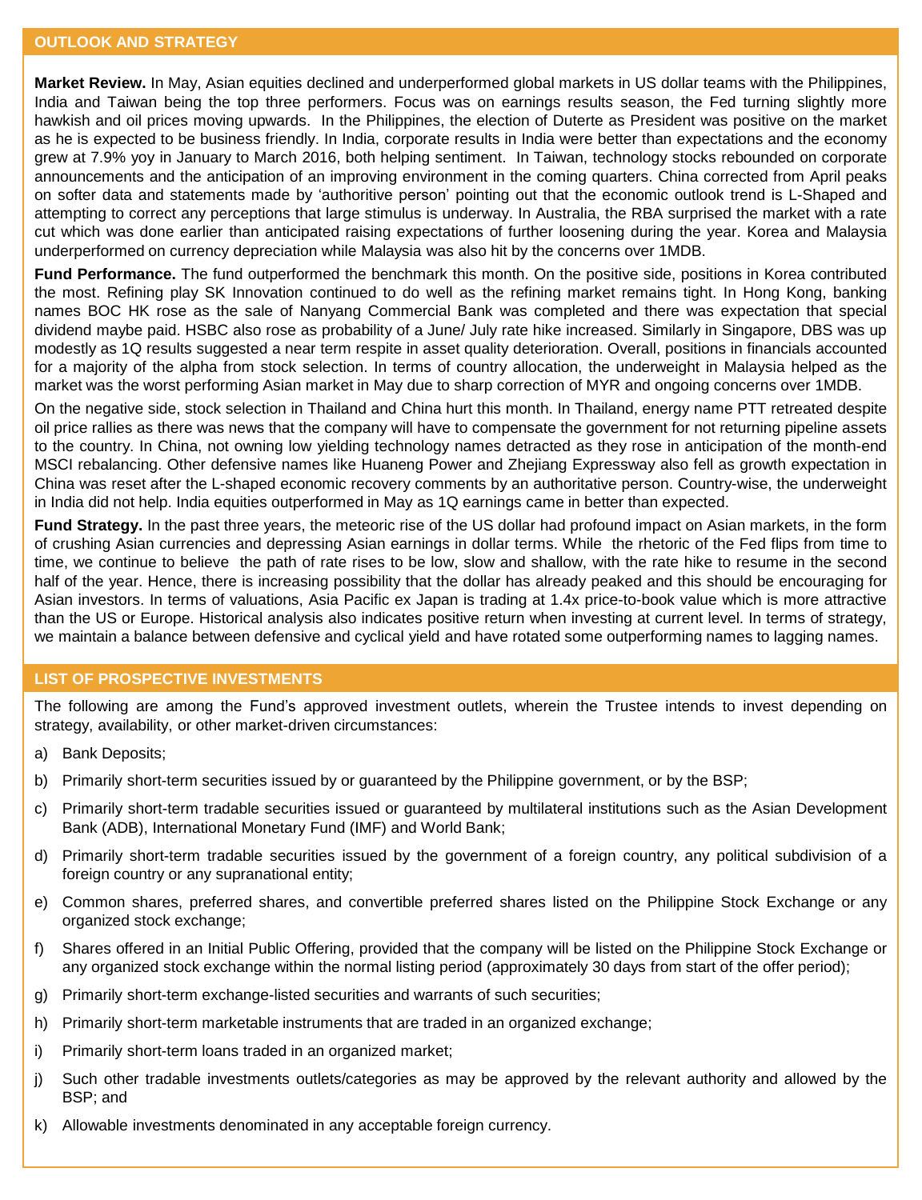## OUTLOOK AND STRATEGY

**Market Review.** In May, Asian equities declined and underperformed global markets in US dollar teams with the Philippines, India and Taiwan being the top three performers. Focus was on earnings results season, the Fed turning slightly more hawkish and oil prices moving upwards. In the Philippines, the election of Duterte as President was positive on the market as he is expected to be business friendly. In India, corporate results in India were better than expectations and the economy grew at 7.9% yoy in January to March 2016, both helping sentiment. In Taiwan, technology stocks rebounded on corporate announcements and the anticipation of an improving environment in the coming quarters. China corrected from April peaks on softer data and statements made by 'authoritive person' pointing out that the economic outlook trend is L-Shaped and attempting to correct any perceptions that large stimulus is underway. In Australia, the RBA surprised the market with a rate cut which was done earlier than anticipated raising expectations of further loosening during the year. Korea and Malaysia underperformed on currency depreciation while Malaysia was also hit by the concerns over 1MDB.

**Fund Performance.** The fund outperformed the benchmark this month. On the positive side, positions in Korea contributed the most. Refining play SK Innovation continued to do well as the refining market remains tight. In Hong Kong, banking names BOC HK rose as the sale of Nanyang Commercial Bank was completed and there was expectation that special dividend maybe paid. HSBC also rose as probability of a June/ July rate hike increased. Similarly in Singapore, DBS was up modestly as 1Q results suggested a near term respite in asset quality deterioration. Overall, positions in financials accounted for a majority of the alpha from stock selection. In terms of country allocation, the underweight in Malaysia helped as the market was the worst performing Asian market in May due to sharp correction of MYR and ongoing concerns over 1MDB.

On the negative side, stock selection in Thailand and China hurt this month. In Thailand, energy name PTT retreated despite oil price rallies as there was news that the company will have to compensate the government for not returning pipeline assets to the country. In China, not owning low yielding technology names detracted as they rose in anticipation of the month-end MSCI rebalancing. Other defensive names like Huaneng Power and Zhejiang Expressway also fell as growth expectation in China was reset after the L-shaped economic recovery comments by an authoritative person. Country-wise, the underweight in India did not help. India equities outperformed in May as 1Q earnings came in better than expected.

**Fund Strategy.** In the past three years, the meteoric rise of the US dollar had profound impact on Asian markets, in the form of crushing Asian currencies and depressing Asian earnings in dollar terms. While the rhetoric of the Fed flips from time to time, we continue to believe the path of rate rises to be low, slow and shallow, with the rate hike to resume in the second half of the year. Hence, there is increasing possibility that the dollar has already peaked and this should be encouraging for Asian investors. In terms of valuations, Asia Pacific ex Japan is trading at 1.4x price-to-book value which is more attractive than the US or Europe. Historical analysis also indicates positive return when investing at current level. In terms of strategy, we maintain a balance between defensive and cyclical yield and have rotated some outperforming names to lagging names.

## LIST OF PROSPECTIVE INVESTMENTS

The following are among the Fund's approved investment outlets, wherein the Trustee intends to invest depending on strategy, availability, or other market-driven circumstances:

a) Bank Deposits;

b) Primarily short-term securities issued by or guaranteed by the Philippine government, or by the BSP;

c) Primarily short-term tradable securities issued or guaranteed by multilateral institutions such as the Asian Development Bank (ADB), International Monetary Fund (IMF) and World Bank;

d) Primarily short-term tradable securities issued by the government of a foreign country, any political subdivision of a foreign country or any supranational entity;

e) Common shares, preferred shares, and convertible preferred shares listed on the Philippine Stock Exchange or any organized stock exchange;

f) Shares offered in an Initial Public Offering, provided that the company will be listed on the Philippine Stock Exchange or any organized stock exchange within the normal listing period (approximately 30 days from start of the offer period);

g) Primarily short-term exchange-listed securities and warrants of such securities;

h) Primarily short-term marketable instruments that are traded in an organized exchange;

i) Primarily short-term loans traded in an organized market;

j) Such other tradable investments outlets/categories as may be approved by the relevant authority and allowed by the BSP; and

k) Allowable investments denominated in any acceptable foreign currency.